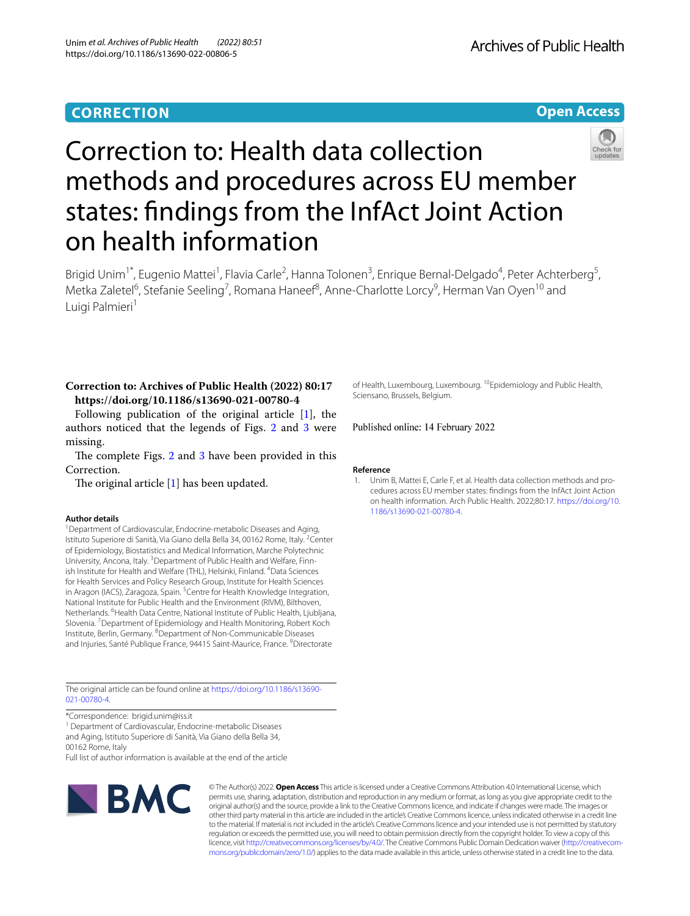**CORRECTION** **Open Access**

# Correction to: Health data collection methods and procedures across EU member states: findings from the InfAct Joint Action on health information

Brigid Unim[1*], Eugenio Mattei[1], Flavia Carle[2], Hanna Tolonen[3], Enrique Bernal-Delgado[4], Peter Achterberg[5], Metka Zaletel[6], Stefanie Seeling[7], Romana Haneef[8], Anne-Charlotte Lorcy[9], Herman Van Oyen[10] and Luigi Palmieri[1]

**Correction to: Archives of Public Health (2022) 80:17 https://doi.org/10.1186/s13690-021-00780-4**

Following publication of the original article [1], the authors noticed that the legends of Figs. 2 and 3 were missing.

The complete Figs. 2 and 3 have been provided in this Correction.

The original article [1] has been updated.

**Author details**

[1]Department of Cardiovascular, Endocrine-metabolic Diseases and Aging, Istituto Superiore di Sanità, Via Giano della Bella 34, 00162 Rome, Italy. [2]Center of Epidemiology, Biostatistics and Medical Information, Marche Polytechnic University, Ancona, Italy. [3]Department of Public Health and Welfare, Finnish Institute for Health and Welfare (THL), Helsinki, Finland. [4]Data Sciences for Health Services and Policy Research Group, Institute for Health Sciences in Aragon (IACS), Zaragoza, Spain. [5]Centre for Health Knowledge Integration, National Institute for Public Health and the Environment (RIVM), Bilthoven, Netherlands. [6]Health Data Centre, National Institute of Public Health, Ljubljana, Slovenia. [7]Department of Epidemiology and Health Monitoring, Robert Koch Institute, Berlin, Germany. [8]Department of Non-Communicable Diseases and Injuries, Santé Publique France, 94415 Saint-Maurice, France. [9]Directorate of Health, Luxembourg, Luxembourg. [10]Epidemiology and Public Health, Sciensano, Brussels, Belgium.

Published online: 14 February 2022

**Reference**

1. Unim B, Mattei E, Carle F, et al. Health data collection methods and procedures across EU member states: findings from the InfAct Joint Action on health information. Arch Public Health. 2022;80:17. https://doi.org/10.1186/s13690-021-00780-4.

The original article can be found online at https://doi.org/10.1186/s13690-021-00780-4.

*Correspondence: brigid.unim@iss.it

[1] Department of Cardiovascular, Endocrine-metabolic Diseases and Aging, Istituto Superiore di Sanità, Via Giano della Bella 34, 00162 Rome, Italy

Full list of author information is available at the end of the article

© The Author(s) 2022. **Open Access** This article is licensed under a Creative Commons Attribution 4.0 International License, which permits use, sharing, adaptation, distribution and reproduction in any medium or format, as long as you give appropriate credit to the original author(s) and the source, provide a link to the Creative Commons licence, and indicate if changes were made. The images or other third party material in this article are included in the article's Creative Commons licence, unless indicated otherwise in a credit line to the material. If material is not included in the article's Creative Commons licence and your intended use is not permitted by statutory regulation or exceeds the permitted use, you will need to obtain permission directly from the copyright holder. To view a copy of this licence, visit http://creativecommons.org/licenses/by/4.0/. The Creative Commons Public Domain Dedication waiver (http://creativecommons.org/publicdomain/zero/1.0/) applies to the data made available in this article, unless otherwise stated in a credit line to the data.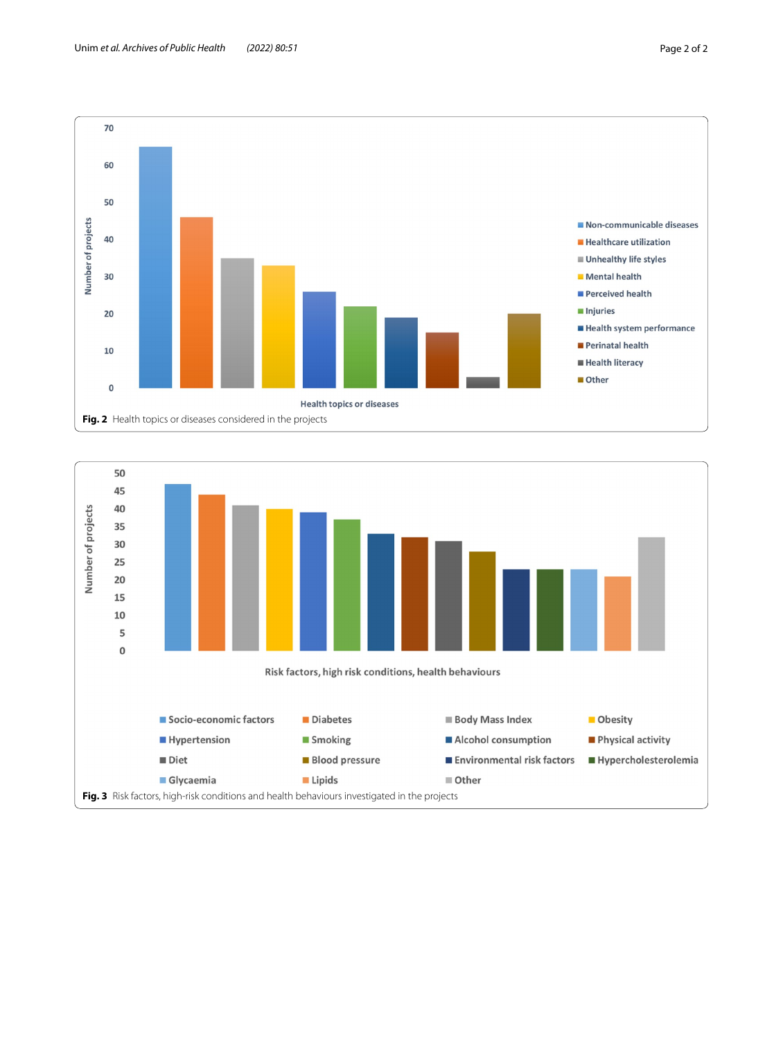70
60
50
40
30
20
10
0

Number of projects

Health topics or diseases

Non-communicable diseases
Healthcare utilization
Unhealthy life styles
Mental health
Perceived health
Injuries
Health system performance
Perinatal health
Health literacy
Other

**Fig. 2** Health topics or diseases considered in the projects

50
45
40
35
30
25
20
15
10
5
0

Number of projects

Risk factors, high risk conditions, health behaviours

Socio-economic factors
Diabetes
Body Mass Index
Obesity
Hypertension
Smoking
Alcohol consumption
Physical activity
Diet
Blood pressure
Environmental risk factors
Hypercholesterolemia
Glycaemia
Lipids
Other

**Fig. 3** Risk factors, high-risk conditions and health behaviours investigated in the projects